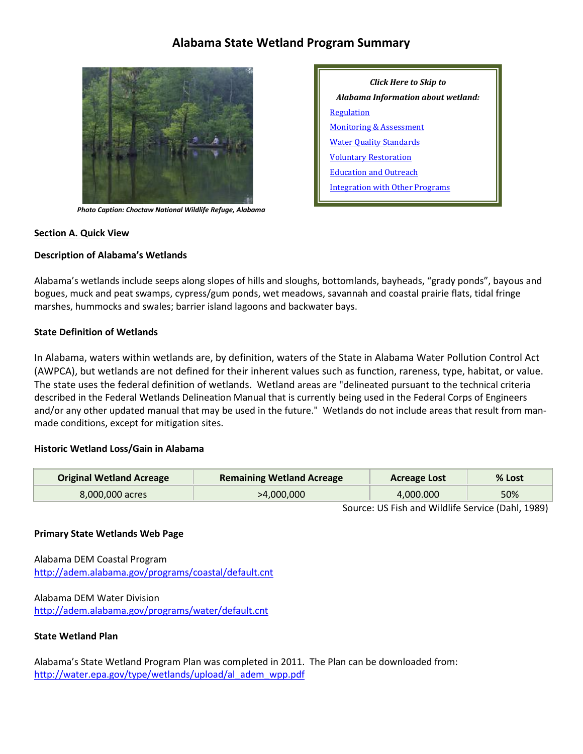# Alabama State Wetland Program Summary

Photo Caption: Choctaw National Wildlife Refuge, Alabama

*Click Here to Skip to*
*Alabama Information about wetland:*

- [Regulation]
- [Monitoring & Assessment]
- [Water Quality Standards]
- [Voluntary Restoration]
- [Education and Outreach]
- [Integration with Other Programs]

## Section A. Quick View

### Description of Alabama's Wetlands

Alabama's wetlands include seeps along slopes of hills and sloughs, bottomlands, bayheads, "grady ponds", bayous and bogues, muck and peat swamps, cypress/gum ponds, wet meadows, savannah and coastal prairie flats, tidal fringe marshes, hummocks and swales; barrier island lagoons and backwater bays.

### State Definition of Wetlands

In Alabama, waters within wetlands are, by definition, waters of the State in Alabama Water Pollution Control Act (AWPCA), but wetlands are not defined for their inherent values such as function, rareness, type, habitat, or value. The state uses the federal definition of wetlands. Wetland areas are "delineated pursuant to the technical criteria described in the Federal Wetlands Delineation Manual that is currently being used in the Federal Corps of Engineers and/or any other updated manual that may be used in the future." Wetlands do not include areas that result from man-made conditions, except for mitigation sites.

### Historic Wetland Loss/Gain in Alabama

| Original Wetland Acreage | Remaining Wetland Acreage | Acreage Lost | % Lost |
|---|---|---|---|
| 8,000,000 acres | >4,000,000 | 4,000.000 | 50% |

Source: US Fish and Wildlife Service (Dahl, 1989)

### Primary State Wetlands Web Page

Alabama DEM Coastal Program
http://adem.alabama.gov/programs/coastal/default.cnt

Alabama DEM Water Division
http://adem.alabama.gov/programs/water/default.cnt

### State Wetland Plan

Alabama's State Wetland Program Plan was completed in 2011. The Plan can be downloaded from:
http://water.epa.gov/type/wetlands/upload/al_adem_wpp.pdf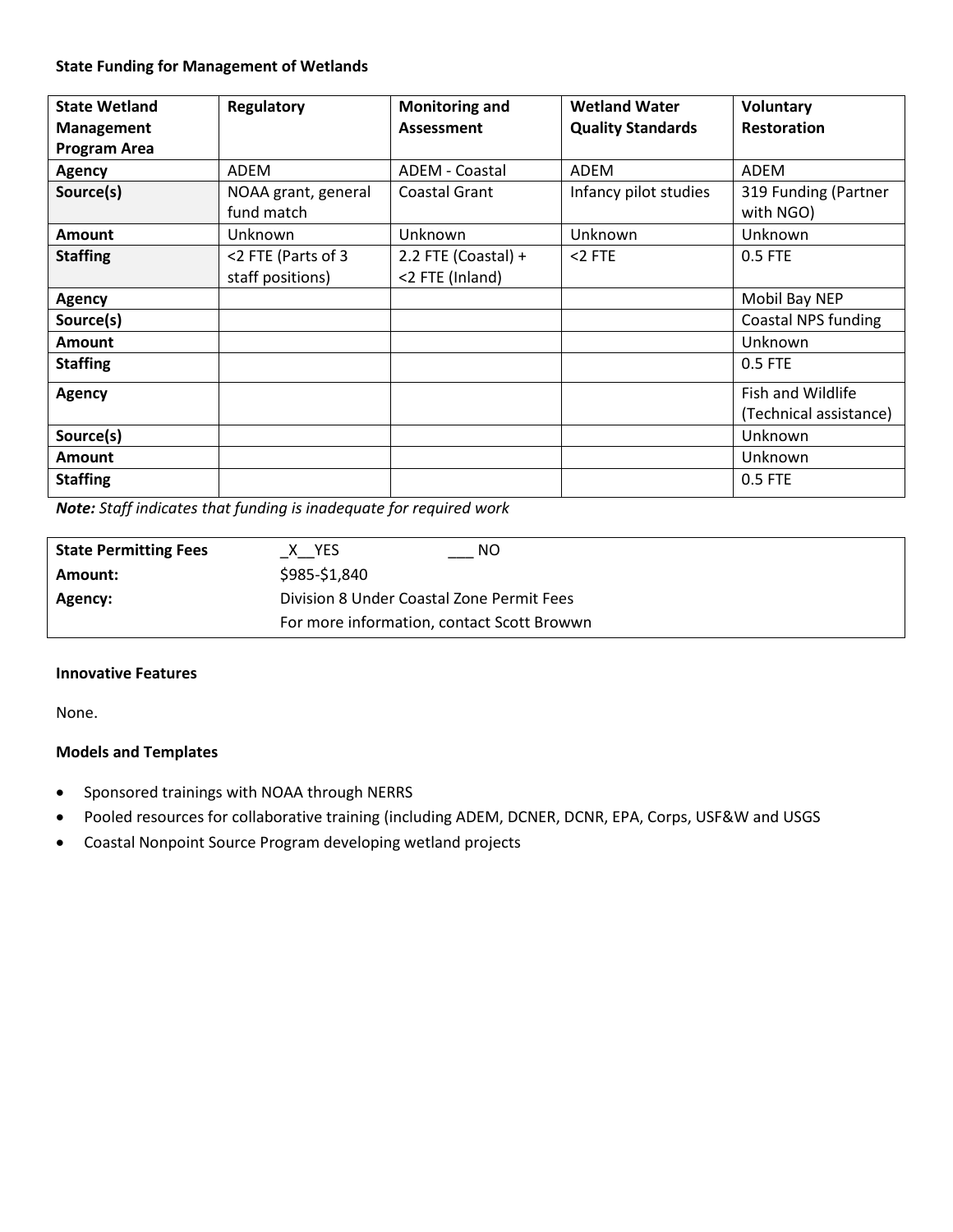**State Funding for Management of Wetlands**

| State Wetland Management Program Area | Regulatory | Monitoring and Assessment | Wetland Water Quality Standards | Voluntary Restoration |
|---|---|---|---|---|
| **Agency** | ADEM | ADEM - Coastal | ADEM | ADEM |
| **Source(s)** | NOAA grant, general fund match | Coastal Grant | Infancy pilot studies | 319 Funding (Partner with NGO) |
| **Amount** | Unknown | Unknown | Unknown | Unknown |
| **Staffing** | <2 FTE (Parts of 3 staff positions) | 2.2 FTE (Coastal) + <2 FTE (Inland) | <2 FTE | 0.5 FTE |
| **Agency** | | | | Mobil Bay NEP |
| **Source(s)** | | | | Coastal NPS funding |
| **Amount** | | | | Unknown |
| **Staffing** | | | | 0.5 FTE |
| **Agency** | | | | Fish and Wildlife (Technical assistance) |
| **Source(s)** | | | | Unknown |
| **Amount** | | | | Unknown |
| **Staffing** | | | | 0.5 FTE |

***Note:*** *Staff indicates that funding is inadequate for required work*

| **State Permitting Fees** | _X__YES ___ NO |
|---|---|
| **Amount:** | $985-$1,840 |
| **Agency:** | Division 8 Under Coastal Zone Permit Fees<br>For more information, contact Scott Browwn |

**Innovative Features**

None.

**Models and Templates**

- Sponsored trainings with NOAA through NERRS
- Pooled resources for collaborative training (including ADEM, DCNER, DCNR, EPA, Corps, USF&W and USGS
- Coastal Nonpoint Source Program developing wetland projects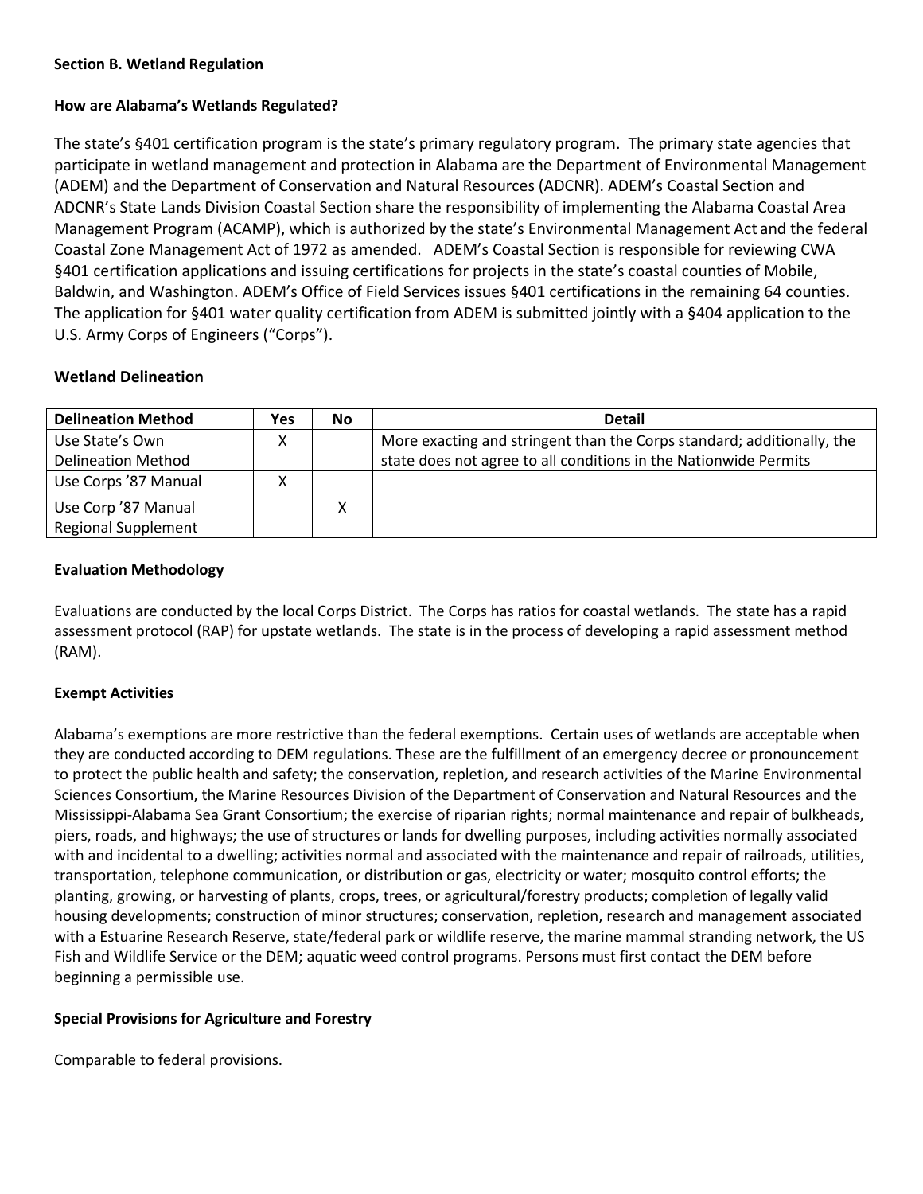## Section B. Wetland Regulation

### How are Alabama's Wetlands Regulated?

The state's §401 certification program is the state's primary regulatory program. The primary state agencies that participate in wetland management and protection in Alabama are the Department of Environmental Management (ADEM) and the Department of Conservation and Natural Resources (ADCNR). ADEM's Coastal Section and ADCNR's State Lands Division Coastal Section share the responsibility of implementing the Alabama Coastal Area Management Program (ACAMP), which is authorized by the state's Environmental Management Act and the federal Coastal Zone Management Act of 1972 as amended. ADEM's Coastal Section is responsible for reviewing CWA §401 certification applications and issuing certifications for projects in the state's coastal counties of Mobile, Baldwin, and Washington. ADEM's Office of Field Services issues §401 certifications in the remaining 64 counties. The application for §401 water quality certification from ADEM is submitted jointly with a §404 application to the U.S. Army Corps of Engineers ("Corps").

### Wetland Delineation

| Delineation Method | Yes | No | Detail |
|---|---|---|---|
| Use State's Own Delineation Method | X | | More exacting and stringent than the Corps standard; additionally, the state does not agree to all conditions in the Nationwide Permits |
| Use Corps '87 Manual | X | | |
| Use Corp '87 Manual Regional Supplement | | X | |

### Evaluation Methodology

Evaluations are conducted by the local Corps District. The Corps has ratios for coastal wetlands. The state has a rapid assessment protocol (RAP) for upstate wetlands. The state is in the process of developing a rapid assessment method (RAM).

### Exempt Activities

Alabama's exemptions are more restrictive than the federal exemptions. Certain uses of wetlands are acceptable when they are conducted according to DEM regulations. These are the fulfillment of an emergency decree or pronouncement to protect the public health and safety; the conservation, repletion, and research activities of the Marine Environmental Sciences Consortium, the Marine Resources Division of the Department of Conservation and Natural Resources and the Mississippi-Alabama Sea Grant Consortium; the exercise of riparian rights; normal maintenance and repair of bulkheads, piers, roads, and highways; the use of structures or lands for dwelling purposes, including activities normally associated with and incidental to a dwelling; activities normal and associated with the maintenance and repair of railroads, utilities, transportation, telephone communication, or distribution or gas, electricity or water; mosquito control efforts; the planting, growing, or harvesting of plants, crops, trees, or agricultural/forestry products; completion of legally valid housing developments; construction of minor structures; conservation, repletion, research and management associated with a Estuarine Research Reserve, state/federal park or wildlife reserve, the marine mammal stranding network, the US Fish and Wildlife Service or the DEM; aquatic weed control programs. Persons must first contact the DEM before beginning a permissible use.

### Special Provisions for Agriculture and Forestry

Comparable to federal provisions.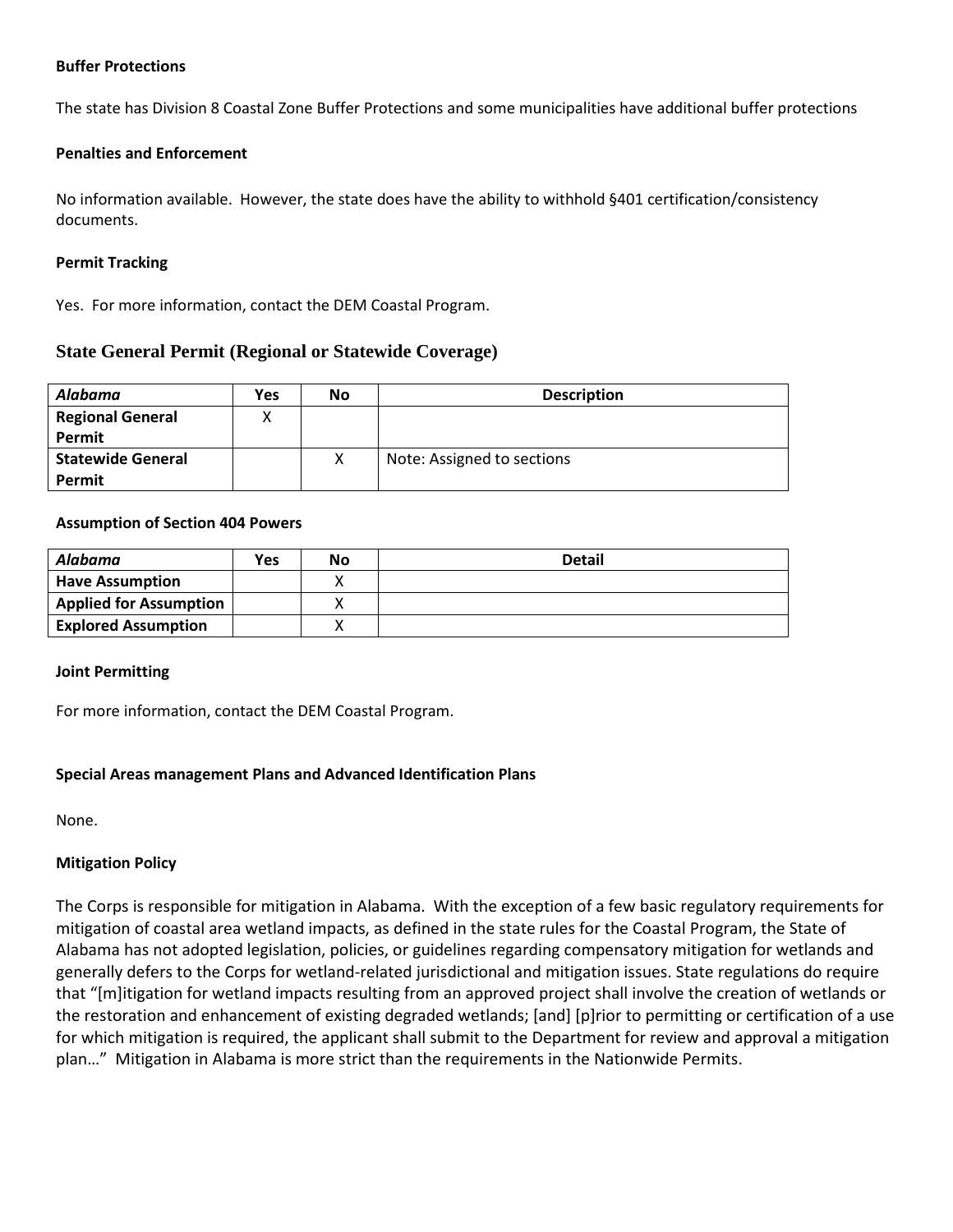**Buffer Protections**

The state has Division 8 Coastal Zone Buffer Protections and some municipalities have additional buffer protections

**Penalties and Enforcement**

No information available. However, the state does have the ability to withhold §401 certification/consistency documents.

**Permit Tracking**

Yes. For more information, contact the DEM Coastal Program.

## State General Permit (Regional or Statewide Coverage)

| *Alabama* | Yes | No | Description |
|---|---|---|---|
| **Regional General Permit** | X | | |
| **Statewide General Permit** | | X | Note: Assigned to sections |

**Assumption of Section 404 Powers**

| *Alabama* | Yes | No | Detail |
|---|---|---|---|
| **Have Assumption** | | X | |
| **Applied for Assumption** | | X | |
| **Explored Assumption** | | X | |

**Joint Permitting**

For more information, contact the DEM Coastal Program.

**Special Areas management Plans and Advanced Identification Plans**

None.

**Mitigation Policy**

The Corps is responsible for mitigation in Alabama. With the exception of a few basic regulatory requirements for mitigation of coastal area wetland impacts, as defined in the state rules for the Coastal Program, the State of Alabama has not adopted legislation, policies, or guidelines regarding compensatory mitigation for wetlands and generally defers to the Corps for wetland-related jurisdictional and mitigation issues. State regulations do require that "[m]itigation for wetland impacts resulting from an approved project shall involve the creation of wetlands or the restoration and enhancement of existing degraded wetlands; [and] [p]rior to permitting or certification of a use for which mitigation is required, the applicant shall submit to the Department for review and approval a mitigation plan…" Mitigation in Alabama is more strict than the requirements in the Nationwide Permits.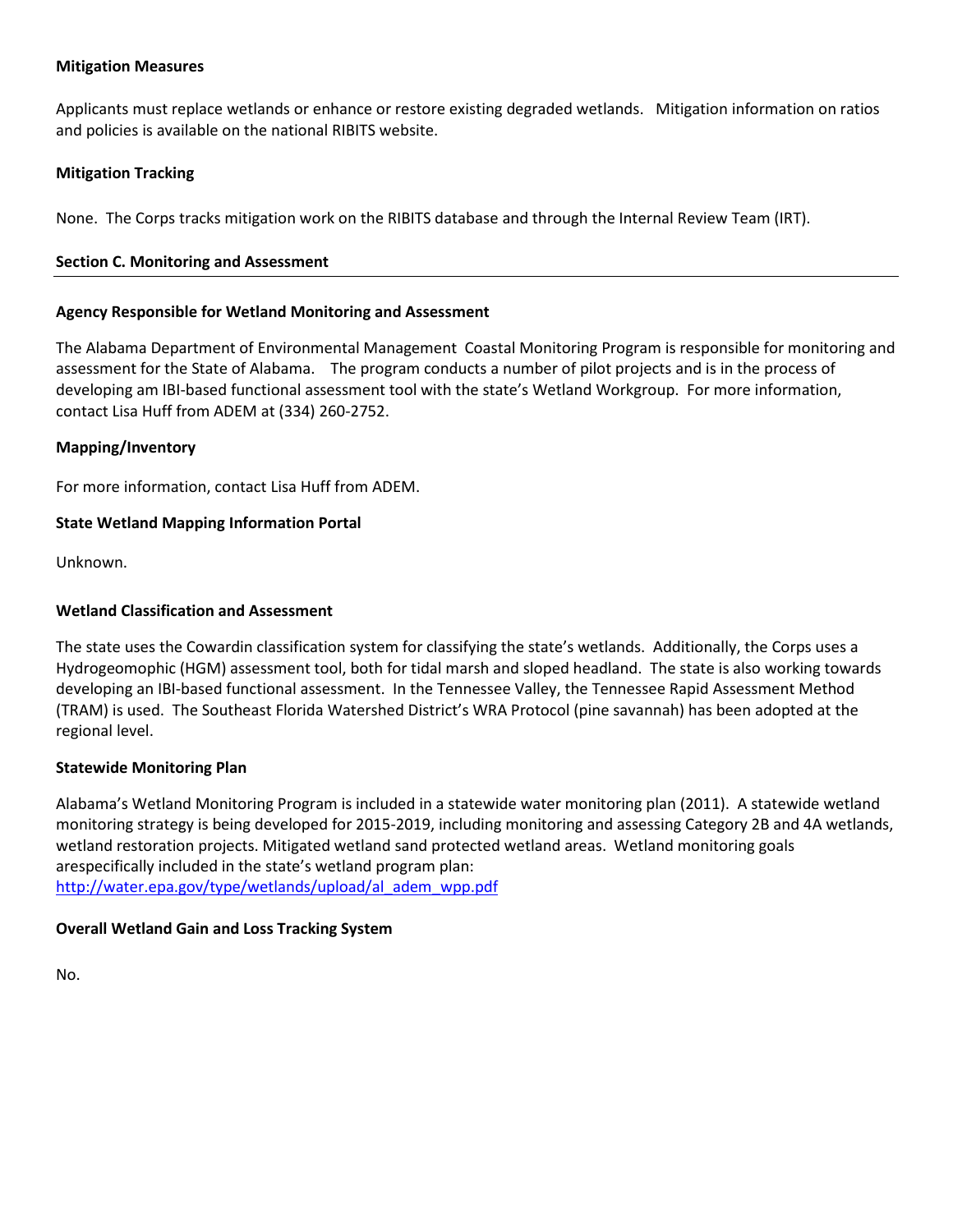**Mitigation Measures**

Applicants must replace wetlands or enhance or restore existing degraded wetlands. Mitigation information on ratios and policies is available on the national RIBITS website.

**Mitigation Tracking**

None. The Corps tracks mitigation work on the RIBITS database and through the Internal Review Team (IRT).

## Section C. Monitoring and Assessment

**Agency Responsible for Wetland Monitoring and Assessment**

The Alabama Department of Environmental Management Coastal Monitoring Program is responsible for monitoring and assessment for the State of Alabama. The program conducts a number of pilot projects and is in the process of developing am IBI-based functional assessment tool with the state's Wetland Workgroup. For more information, contact Lisa Huff from ADEM at (334) 260-2752.

**Mapping/Inventory**

For more information, contact Lisa Huff from ADEM.

**State Wetland Mapping Information Portal**

Unknown.

**Wetland Classification and Assessment**

The state uses the Cowardin classification system for classifying the state's wetlands. Additionally, the Corps uses a Hydrogeomophic (HGM) assessment tool, both for tidal marsh and sloped headland. The state is also working towards developing an IBI-based functional assessment. In the Tennessee Valley, the Tennessee Rapid Assessment Method (TRAM) is used. The Southeast Florida Watershed District's WRA Protocol (pine savannah) has been adopted at the regional level.

**Statewide Monitoring Plan**

Alabama's Wetland Monitoring Program is included in a statewide water monitoring plan (2011). A statewide wetland monitoring strategy is being developed for 2015-2019, including monitoring and assessing Category 2B and 4A wetlands, wetland restoration projects. Mitigated wetland sand protected wetland areas. Wetland monitoring goals arespecifically included in the state's wetland program plan: http://water.epa.gov/type/wetlands/upload/al_adem_wpp.pdf

**Overall Wetland Gain and Loss Tracking System**

No.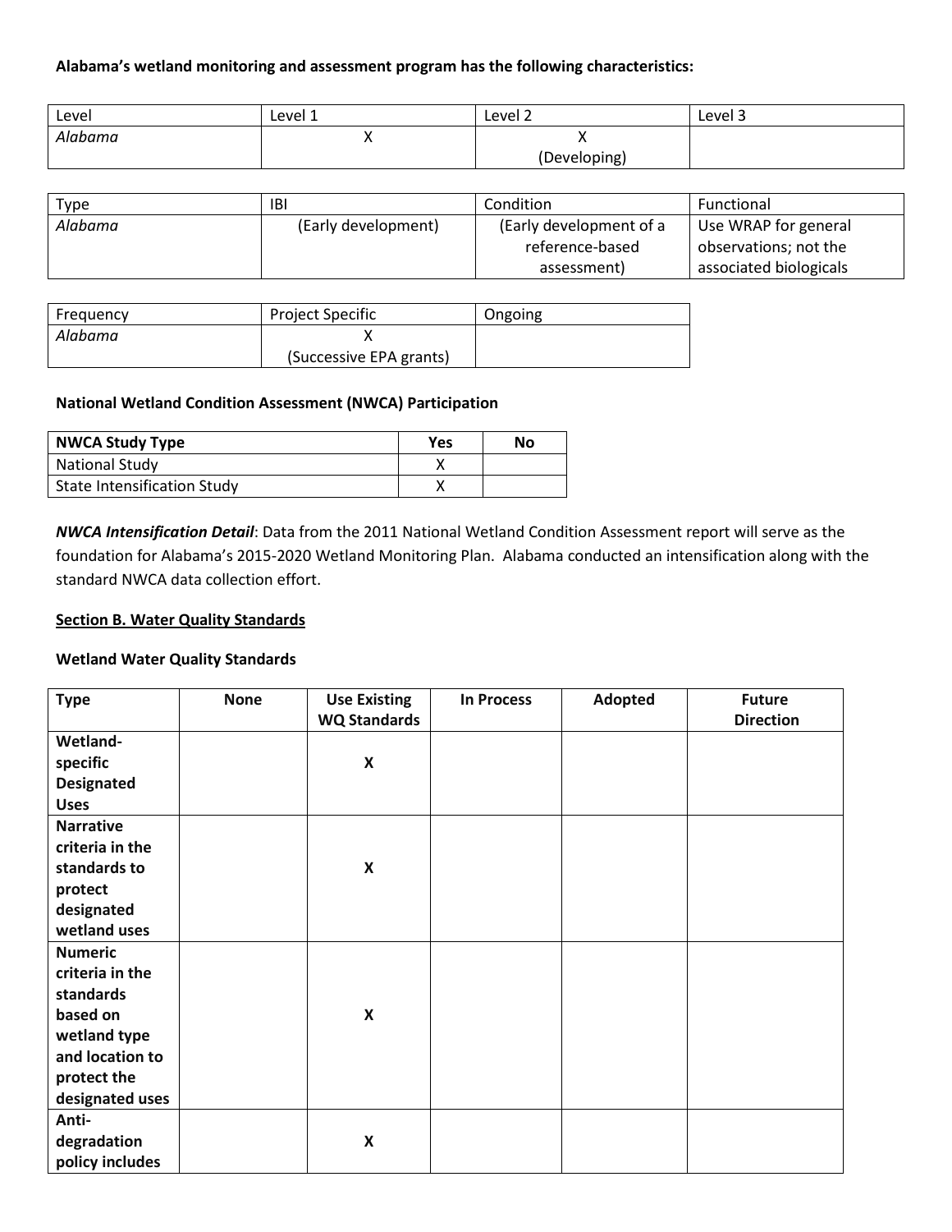**Alabama's wetland monitoring and assessment program has the following characteristics:**

| Level | Level 1 | Level 2 | Level 3 |
|---|---|---|---|
| *Alabama* | X | X (Developing) | |

| Type | IBI | Condition | Functional |
|---|---|---|---|
| *Alabama* | (Early development) | (Early development of a reference-based assessment) | Use WRAP for general observations; not the associated biologicals |

| Frequency | Project Specific | Ongoing |
|---|---|---|
| *Alabama* | X (Successive EPA grants) | |

**National Wetland Condition Assessment (NWCA) Participation**

| NWCA Study Type | Yes | No |
|---|---|---|
| National Study | X | |
| State Intensification Study | X | |

***NWCA Intensification Detail***: Data from the 2011 National Wetland Condition Assessment report will serve as the foundation for Alabama's 2015-2020 Wetland Monitoring Plan. Alabama conducted an intensification along with the standard NWCA data collection effort.

**Section B. Water Quality Standards**

**Wetland Water Quality Standards**

| Type | None | Use Existing WQ Standards | In Process | Adopted | Future Direction |
|---|---|---|---|---|---|
| **Wetland-specific Designated Uses** | | **X** | | | |
| **Narrative criteria in the standards to protect designated wetland uses** | | **X** | | | |
| **Numeric criteria in the standards based on wetland type and location to protect the designated uses** | | **X** | | | |
| **Anti-degradation policy includes** | | **X** | | | |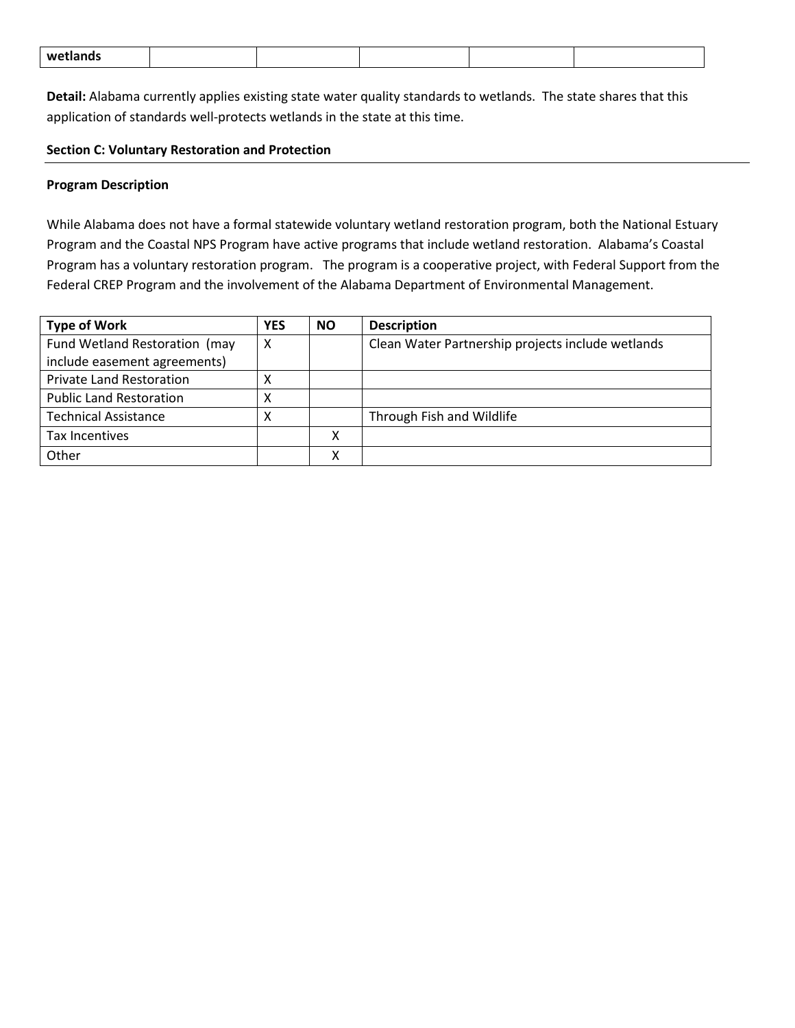| wetlands | | | | | |
|---|---|---|---|---|---|

**Detail:** Alabama currently applies existing state water quality standards to wetlands. The state shares that this application of standards well-protects wetlands in the state at this time.

### Section C: Voluntary Restoration and Protection

**Program Description**

While Alabama does not have a formal statewide voluntary wetland restoration program, both the National Estuary Program and the Coastal NPS Program have active programs that include wetland restoration. Alabama's Coastal Program has a voluntary restoration program. The program is a cooperative project, with Federal Support from the Federal CREP Program and the involvement of the Alabama Department of Environmental Management.

| Type of Work | YES | NO | Description |
|---|---|---|---|
| Fund Wetland Restoration (may include easement agreements) | X | | Clean Water Partnership projects include wetlands |
| Private Land Restoration | X | | |
| Public Land Restoration | X | | |
| Technical Assistance | X | | Through Fish and Wildlife |
| Tax Incentives | | X | |
| Other | | X | |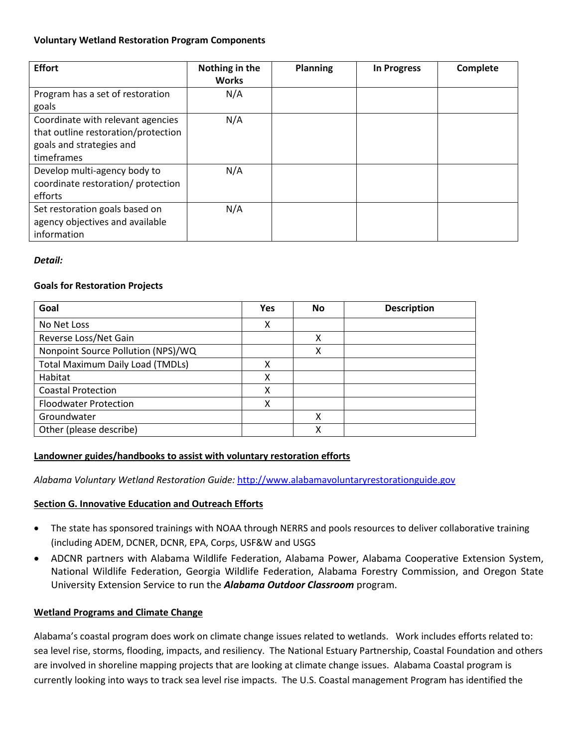**Voluntary Wetland Restoration Program Components**

| Effort | Nothing in the Works | Planning | In Progress | Complete |
|---|---|---|---|---|
| Program has a set of restoration goals | N/A | | | |
| Coordinate with relevant agencies that outline restoration/protection goals and strategies and timeframes | N/A | | | |
| Develop multi-agency body to coordinate restoration/ protection efforts | N/A | | | |
| Set restoration goals based on agency objectives and available information | N/A | | | |

***Detail:***

**Goals for Restoration Projects**

| Goal | Yes | No | Description |
|---|---|---|---|
| No Net Loss | X | | |
| Reverse Loss/Net Gain | | X | |
| Nonpoint Source Pollution (NPS)/WQ | | X | |
| Total Maximum Daily Load (TMDLs) | X | | |
| Habitat | X | | |
| Coastal Protection | X | | |
| Floodwater Protection | X | | |
| Groundwater | | X | |
| Other (please describe) | | X | |

**<u>Landowner guides/handbooks to assist with voluntary restoration efforts</u>**

*Alabama Voluntary Wetland Restoration Guide:* [http://www.alabamavoluntaryrestorationguide.gov](http://www.alabamavoluntaryrestorationguide.gov)

**<u>Section G. Innovative Education and Outreach Efforts</u>**

- The state has sponsored trainings with NOAA through NERRS and pools resources to deliver collaborative training (including ADEM, DCNER, DCNR, EPA, Corps, USF&W and USGS
- ADCNR partners with Alabama Wildlife Federation, Alabama Power, Alabama Cooperative Extension System, National Wildlife Federation, Georgia Wildlife Federation, Alabama Forestry Commission, and Oregon State University Extension Service to run the ***Alabama Outdoor Classroom*** program.

**<u>Wetland Programs and Climate Change</u>**

Alabama's coastal program does work on climate change issues related to wetlands. Work includes efforts related to: sea level rise, storms, flooding, impacts, and resiliency. The National Estuary Partnership, Coastal Foundation and others are involved in shoreline mapping projects that are looking at climate change issues. Alabama Coastal program is currently looking into ways to track sea level rise impacts. The U.S. Coastal management Program has identified the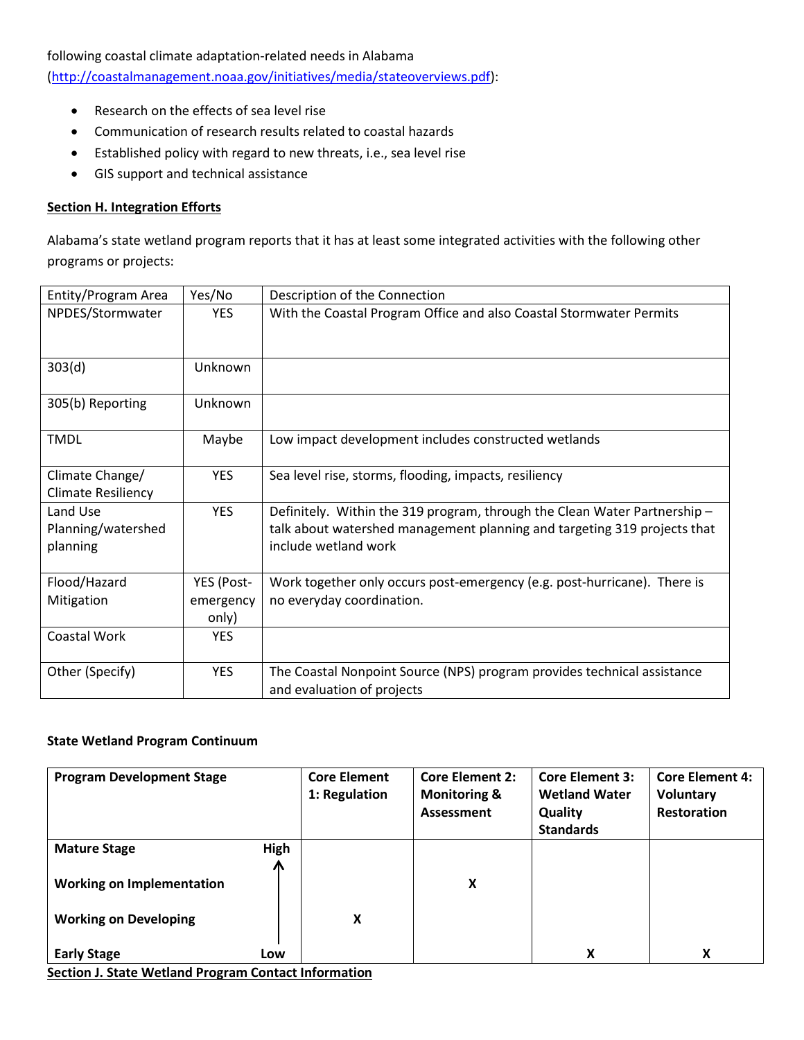following coastal climate adaptation-related needs in Alabama (http://coastalmanagement.noaa.gov/initiatives/media/stateoverviews.pdf):

- Research on the effects of sea level rise
- Communication of research results related to coastal hazards
- Established policy with regard to new threats, i.e., sea level rise
- GIS support and technical assistance

**Section H. Integration Efforts**

Alabama's state wetland program reports that it has at least some integrated activities with the following other programs or projects:

| Entity/Program Area | Yes/No | Description of the Connection |
|---|---|---|
| NPDES/Stormwater | YES | With the Coastal Program Office and also Coastal Stormwater Permits |
| 303(d) | Unknown | |
| 305(b) Reporting | Unknown | |
| TMDL | Maybe | Low impact development includes constructed wetlands |
| Climate Change/ Climate Resiliency | YES | Sea level rise, storms, flooding, impacts, resiliency |
| Land Use Planning/watershed planning | YES | Definitely. Within the 319 program, through the Clean Water Partnership – talk about watershed management planning and targeting 319 projects that include wetland work |
| Flood/Hazard Mitigation | YES (Post-emergency only) | Work together only occurs post-emergency (e.g. post-hurricane). There is no everyday coordination. |
| Coastal Work | YES | |
| Other (Specify) | YES | The Coastal Nonpoint Source (NPS) program provides technical assistance and evaluation of projects |

**State Wetland Program Continuum**

| Program Development Stage | Core Element 1: Regulation | Core Element 2: Monitoring & Assessment | Core Element 3: Wetland Water Quality Standards | Core Element 4: Voluntary Restoration |
|---|---|---|---|---|
| Mature Stage (High) | | | | |
| Working on Implementation | | X | | |
| Working on Developing | X | | | |
| Early Stage (Low) | | | X | X |

**Section J. State Wetland Program Contact Information**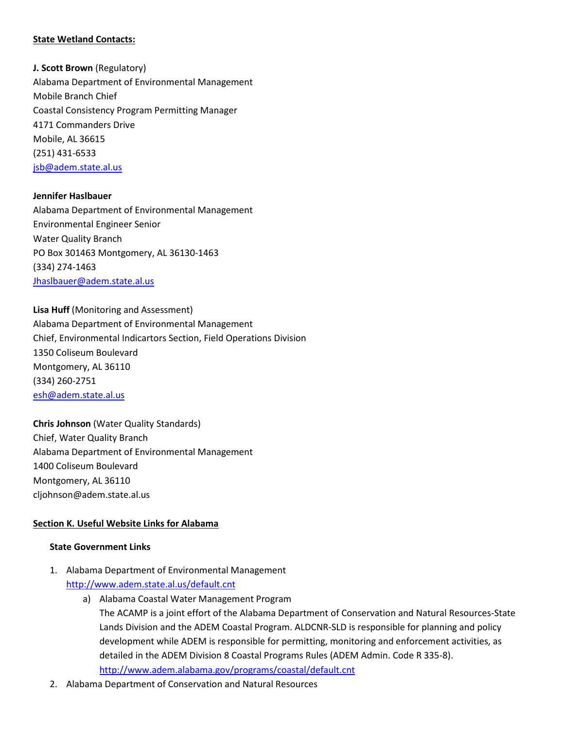**State Wetland Contacts:**

**J. Scott Brown** (Regulatory)
Alabama Department of Environmental Management
Mobile Branch Chief
Coastal Consistency Program Permitting Manager
4171 Commanders Drive
Mobile, AL 36615
(251) 431-6533
[jsb@adem.state.al.us](mailto:jsb@adem.state.al.us)

**Jennifer Haslbauer**
Alabama Department of Environmental Management
Environmental Engineer Senior
Water Quality Branch
PO Box 301463 Montgomery, AL 36130-1463
(334) 274-1463
[Jhaslbauer@adem.state.al.us](mailto:Jhaslbauer@adem.state.al.us)

**Lisa Huff** (Monitoring and Assessment)
Alabama Department of Environmental Management
Chief, Environmental Indicartors Section, Field Operations Division
1350 Coliseum Boulevard
Montgomery, AL 36110
(334) 260-2751
[esh@adem.state.al.us](mailto:esh@adem.state.al.us)

**Chris Johnson** (Water Quality Standards)
Chief, Water Quality Branch
Alabama Department of Environmental Management
1400 Coliseum Boulevard
Montgomery, AL 36110
cljohnson@adem.state.al.us

**Section K. Useful Website Links for Alabama**

**State Government Links**

1. Alabama Department of Environmental Management
   [http://www.adem.state.al.us/default.cnt](http://www.adem.state.al.us/default.cnt)
   a) Alabama Coastal Water Management Program
      The ACAMP is a joint effort of the Alabama Department of Conservation and Natural Resources-State Lands Division and the ADEM Coastal Program. ALDCNR-SLD is responsible for planning and policy development while ADEM is responsible for permitting, monitoring and enforcement activities, as detailed in the ADEM Division 8 Coastal Programs Rules (ADEM Admin. Code R 335-8).
      [http://www.adem.alabama.gov/programs/coastal/default.cnt](http://www.adem.alabama.gov/programs/coastal/default.cnt)
2. Alabama Department of Conservation and Natural Resources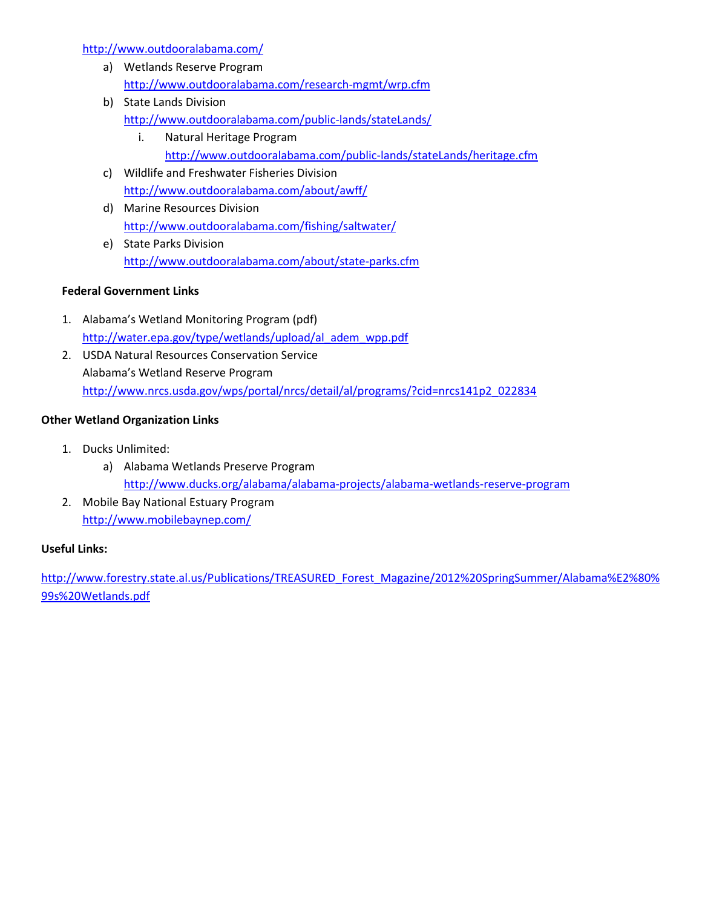http://www.outdooralabama.com/

a) Wetlands Reserve Program
   http://www.outdooralabama.com/research-mgmt/wrp.cfm
b) State Lands Division
   http://www.outdooralabama.com/public-lands/stateLands/
   i. Natural Heritage Program
      http://www.outdooralabama.com/public-lands/stateLands/heritage.cfm
c) Wildlife and Freshwater Fisheries Division
   http://www.outdooralabama.com/about/awff/
d) Marine Resources Division
   http://www.outdooralabama.com/fishing/saltwater/
e) State Parks Division
   http://www.outdooralabama.com/about/state-parks.cfm

**Federal Government Links**

1. Alabama's Wetland Monitoring Program (pdf)
   http://water.epa.gov/type/wetlands/upload/al_adem_wpp.pdf
2. USDA Natural Resources Conservation Service
   Alabama's Wetland Reserve Program
   http://www.nrcs.usda.gov/wps/portal/nrcs/detail/al/programs/?cid=nrcs141p2_022834

**Other Wetland Organization Links**

1. Ducks Unlimited:
   a) Alabama Wetlands Preserve Program
      http://www.ducks.org/alabama/alabama-projects/alabama-wetlands-reserve-program
2. Mobile Bay National Estuary Program
   http://www.mobilebaynep.com/

**Useful Links:**

http://www.forestry.state.al.us/Publications/TREASURED_Forest_Magazine/2012%20SpringSummer/Alabama%E2%80%99s%20Wetlands.pdf